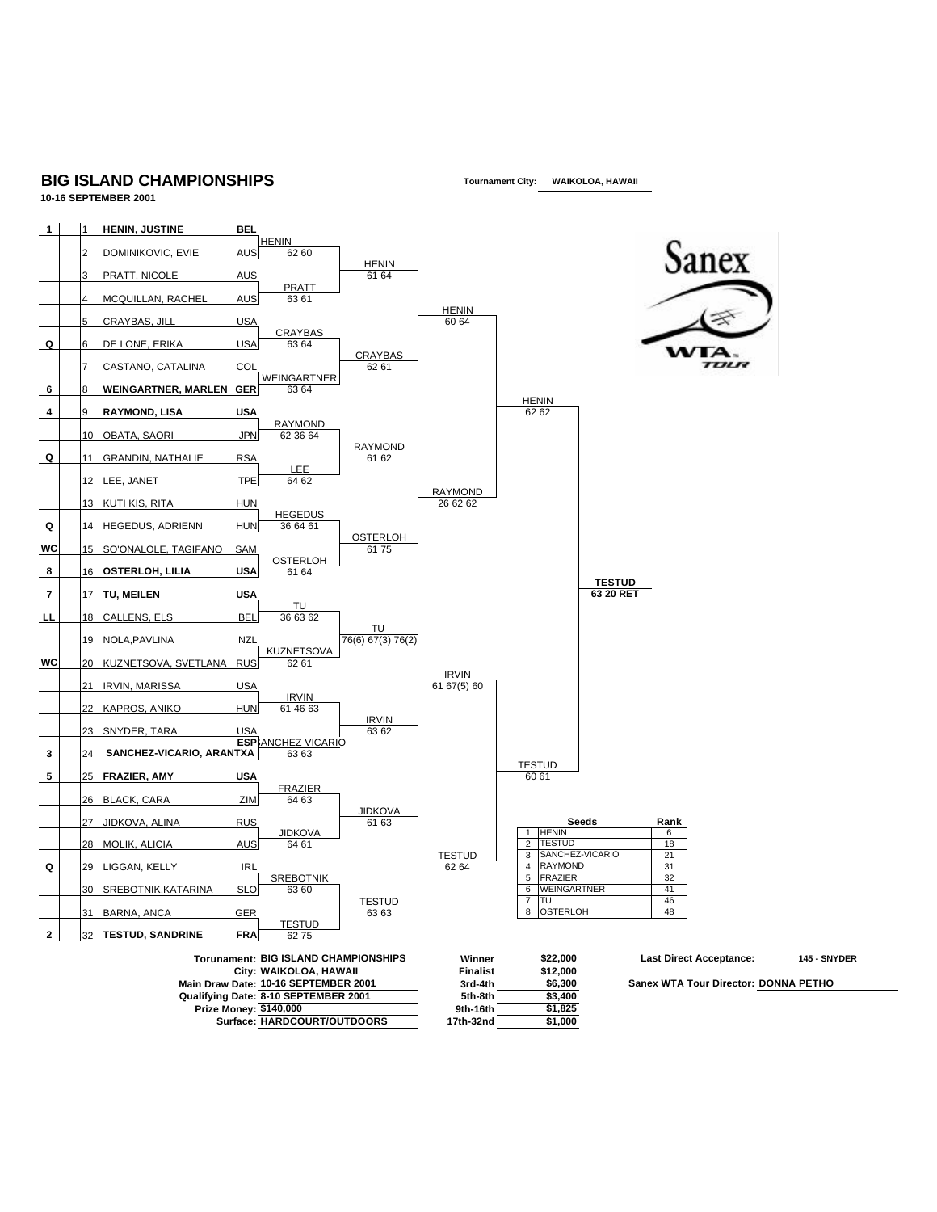# BIG ISLAND CHAMPIONSHIPS

**10-16 SEPTEMBER 2001**

**Tournament City:** WAIKOLOA, HAWAII

| Seed | # | Player | Country | Round 1 | Quarterfinals | Semifinals | Final | Winner |
|---|---|---|---|---|---|---|---|---|
| **1** | 1 | **HENIN, JUSTINE** | **BEL** | HENIN 62 60 | HENIN 61 64 | HENIN 60 64 | HENIN 62 62 | TESTUD 63 20 RET |
| | 2 | DOMINIKOVIC, EVIE | AUS | | | | | |
| | 3 | PRATT, NICOLE | AUS | PRATT 63 61 | | | | |
| | 4 | MCQUILLAN, RACHEL | AUS | | | | | |
| | 5 | CRAYBAS, JILL | USA | CRAYBAS 63 64 | CRAYBAS 62 61 | | | |
| Q | 6 | DE LONE, ERIKA | USA | | | | | |
| | 7 | CASTANO, CATALINA | COL | WEINGARTNER 63 64 | | | | |
| **6** | 8 | **WEINGARTNER, MARLEN** | **GER** | | | | | |
| **4** | 9 | **RAYMOND, LISA** | **USA** | RAYMOND 62 36 64 | RAYMOND 61 62 | RAYMOND 26 62 62 | | |
| | 10 | OBATA, SAORI | JPN | | | | | |
| Q | 11 | GRANDIN, NATHALIE | RSA | LEE 64 62 | | | | |
| | 12 | LEE, JANET | TPE | | | | | |
| | 13 | KUTI KIS, RITA | HUN | HEGEDUS 36 64 61 | OSTERLOH 61 75 | | | |
| Q | 14 | HEGEDUS, ADRIENN | HUN | | | | | |
| WC | 15 | SO'ONALOLE, TAGIFANO | SAM | OSTERLOH 61 64 | | | | |
| **8** | 16 | **OSTERLOH, LILIA** | **USA** | | | | | |
| **7** | 17 | **TU, MEILEN** | **USA** | TU 36 63 62 | TU 76(6) 67(3) 76(2) | IRVIN 61 67(5) 60 | TESTUD 60 61 | |
| LL | 18 | CALLENS, ELS | BEL | | | | | |
| | 19 | NOLA,PAVLINA | NZL | KUZNETSOVA 62 61 | | | | |
| WC | 20 | KUZNETSOVA, SVETLANA | RUS | | | | | |
| | 21 | IRVIN, MARISSA | USA | IRVIN 61 46 63 | IRVIN 63 62 | | | |
| | 22 | KAPROS, ANIKO | HUN | | | | | |
| | 23 | SNYDER, TARA | USA | SANCHEZ VICARIO 63 63 | | | | |
| **3** | 24 | **SANCHEZ-VICARIO, ARANTXA** | **ESP** | | | | | |
| **5** | 25 | **FRAZIER, AMY** | **USA** | FRAZIER 64 63 | JIDKOVA 61 63 | TESTUD 62 64 | | |
| | 26 | BLACK, CARA | ZIM | | | | | |
| | 27 | JIDKOVA, ALINA | RUS | JIDKOVA 64 61 | | | | |
| | 28 | MOLIK, ALICIA | AUS | | | | | |
| Q | 29 | LIGGAN, KELLY | IRL | SREBOTNIK 63 60 | TESTUD 63 63 | | | |
| | 30 | SREBOTNIK,KATARINA | SLO | | | | | |
| | 31 | BARNA, ANCA | GER | TESTUD 62 75 | | | | |
| **2** | 32 | **TESTUD, SANDRINE** | **FRA** | | | | | |

| | Seeds | Rank |
|---|---|---|
| 1 | HENIN | 6 |
| 2 | TESTUD | 18 |
| 3 | SANCHEZ-VICARIO | 21 |
| 4 | RAYMOND | 31 |
| 5 | FRAZIER | 32 |
| 6 | WEINGARTNER | 41 |
| 7 | TU | 46 |
| 8 | OSTERLOH | 48 |

**Torunament:** BIG ISLAND CHAMPIONSHIPS
**City:** WAIKOLOA, HAWAII
**Main Draw Date:** 10-16 SEPTEMBER 2001
**Qualifying Date:** 8-10 SEPTEMBER 2001
**Prize Money:** $140,000
**Surface:** HARDCOURT/OUTDOORS

| | |
|---|---|
| **Winner** | $22,000 |
| **Finalist** | $12,000 |
| **3rd-4th** | $6,300 |
| **5th-8th** | $3,400 |
| **9th-16th** | $1,825 |
| **17th-32nd** | $1,000 |

**Last Direct Acceptance:** 145 - SNYDER

**Sanex WTA Tour Director:** DONNA PETHO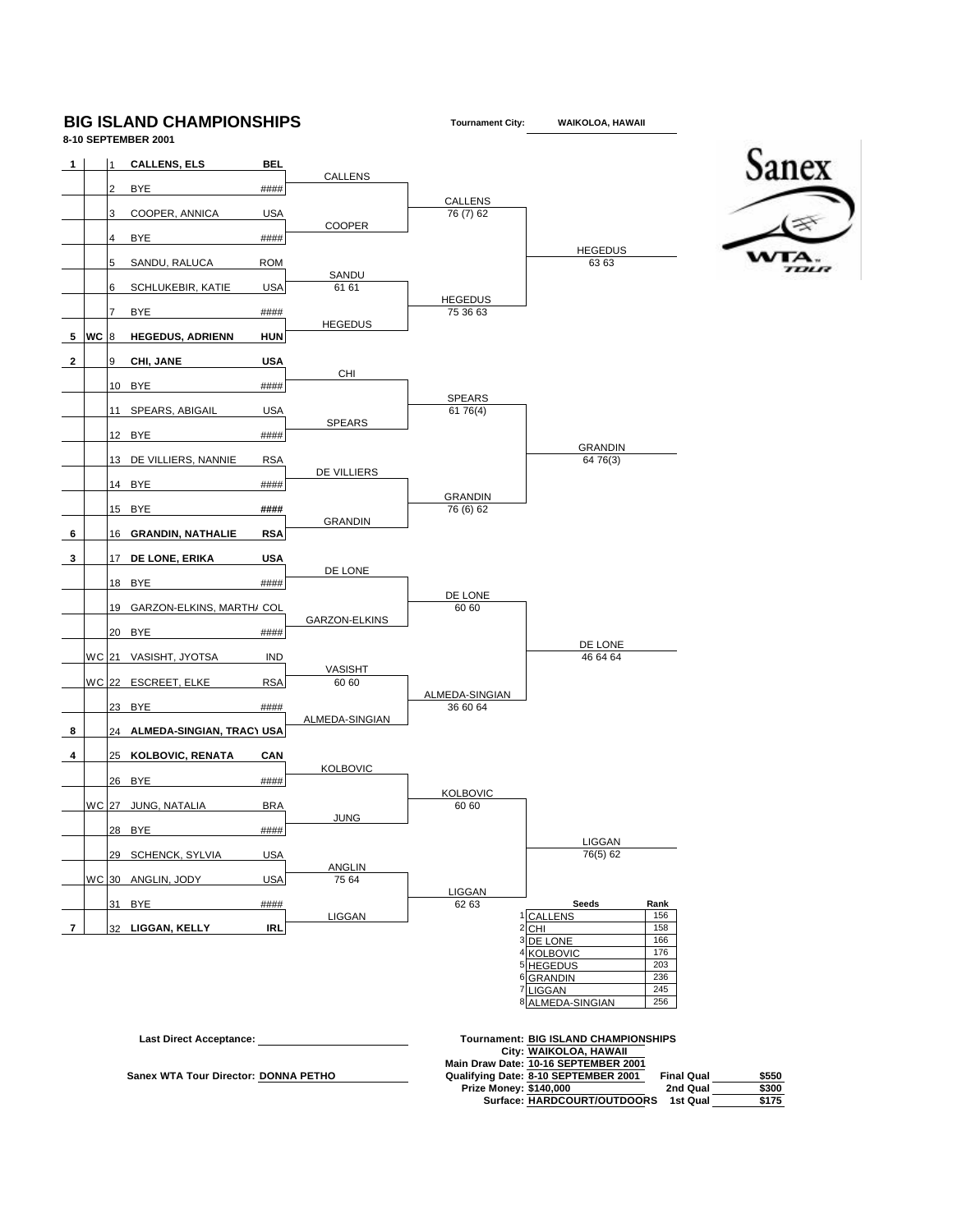# BIG ISLAND CHAMPIONSHIPS

**8-10 SEPTEMBER 2001**

**Tournament City:** WAIKOLOA, HAWAII

| Seed | | No. | Player | Nat | Round 1 | Round 2 | Qualifiers |
|---|---|---|---|---|---|---|---|
| **1** | | 1 | **CALLENS, ELS** | **BEL** | CALLENS | CALLENS 76 (7) 62 | HEGEDUS 63 63 |
| | | 2 | BYE | #### | | | |
| | | 3 | COOPER, ANNICA | USA | COOPER | | |
| | | 4 | BYE | #### | | | |
| | | 5 | SANDU, RALUCA | ROM | SANDU 61 61 | HEGEDUS 75 36 63 | |
| | | 6 | SCHLUKEBIR, KATIE | USA | | | |
| | | 7 | BYE | #### | HEGEDUS | | |
| **5** | **WC** | 8 | **HEGEDUS, ADRIENN** | **HUN** | | | |
| **2** | | 9 | **CHI, JANE** | **USA** | CHI | SPEARS 61 76(4) | GRANDIN 64 76(3) |
| | | 10 | BYE | #### | | | |
| | | 11 | SPEARS, ABIGAIL | USA | SPEARS | | |
| | | 12 | BYE | #### | | | |
| | | 13 | DE VILLIERS, NANNIE | RSA | DE VILLIERS | GRANDIN 76 (6) 62 | |
| | | 14 | BYE | #### | | | |
| | | 15 | BYE | #### | GRANDIN | | |
| **6** | | 16 | **GRANDIN, NATHALIE** | **RSA** | | | |
| **3** | | 17 | **DE LONE, ERIKA** | **USA** | DE LONE | DE LONE 60 60 | DE LONE 46 64 64 |
| | | 18 | BYE | #### | | | |
| | | 19 | GARZON-ELKINS, MARTHA | COL | GARZON-ELKINS | | |
| | | 20 | BYE | #### | | | |
| | WC | 21 | VASISHT, JYOTSA | IND | VASISHT 60 60 | ALMEDA-SINGIAN 36 60 64 | |
| | WC | 22 | ESCREET, ELKE | RSA | | | |
| | | 23 | BYE | #### | ALMEDA-SINGIAN | | |
| **8** | | 24 | **ALMEDA-SINGIAN, TRACY** | **USA** | | | |
| **4** | | 25 | **KOLBOVIC, RENATA** | **CAN** | KOLBOVIC | KOLBOVIC 60 60 | LIGGAN 76(5) 62 |
| | | 26 | BYE | #### | | | |
| | WC | 27 | JUNG, NATALIA | BRA | JUNG | | |
| | | 28 | BYE | #### | | | |
| | | 29 | SCHENCK, SYLVIA | USA | ANGLIN 75 64 | LIGGAN 62 63 | |
| | WC | 30 | ANGLIN, JODY | USA | | | |
| | | 31 | BYE | #### | LIGGAN | | |
| **7** | | 32 | **LIGGAN, KELLY** | **IRL** | | | |

| | Seeds | Rank |
|---|---|---|
| 1 | CALLENS | 156 |
| 2 | CHI | 158 |
| 3 | DE LONE | 166 |
| 4 | KOLBOVIC | 176 |
| 5 | HEGEDUS | 203 |
| 6 | GRANDIN | 236 |
| 7 | LIGGAN | 245 |
| 8 | ALMEDA-SINGIAN | 256 |

**Last Direct Acceptance:**

**Sanex WTA Tour Director:** DONNA PETHO

**Tournament:** BIG ISLAND CHAMPIONSHIPS
**City:** WAIKOLOA, HAWAII
**Main Draw Date:** 10-16 SEPTEMBER 2001
**Qualifying Date:** 8-10 SEPTEMBER 2001
**Prize Money:** $140,000
**Surface:** HARDCOURT/OUTDOORS

| | |
|---|---|
| Final Qual | $550 |
| 2nd Qual | $300 |
| 1st Qual | $175 |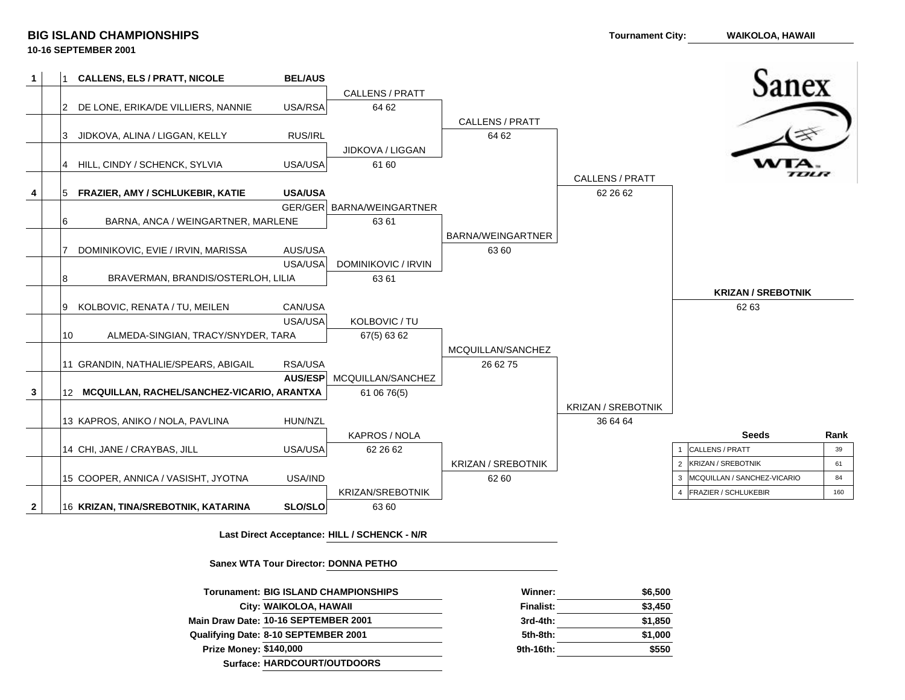**BIG ISLAND CHAMPIONSHIPS**

**10-16 SEPTEMBER 2001**

**Tournament City:** **WAIKOLOA, HAWAII**

Sanex WTA TOUR

| Seed | # | Players | Nation | Round 2 | Quarterfinals | Semifinals | Final |
|---|---|---|---|---|---|---|---|
| **1** | 1 | **CALLENS, ELS / PRATT, NICOLE** | **BEL/AUS** | CALLENS / PRATT 64 62 | CALLENS / PRATT 64 62 | CALLENS / PRATT 62 26 62 | **KRIZAN / SREBOTNIK** 62 63 |
| | 2 | DE LONE, ERIKA/DE VILLIERS, NANNIE | USA/RSA | | | | |
| | 3 | JIDKOVA, ALINA / LIGGAN, KELLY | RUS/IRL | JIDKOVA / LIGGAN 61 60 | | | |
| | 4 | HILL, CINDY / SCHENCK, SYLVIA | USA/USA | | | | |
| **4** | 5 | **FRAZIER, AMY / SCHLUKEBIR, KATIE** | **USA/USA** | BARNA/WEINGARTNER 63 61 | BARNA/WEINGARTNER 63 60 | | |
| | 6 | BARNA, ANCA / WEINGARTNER, MARLENE | GER/GER | | | | |
| | 7 | DOMINIKOVIC, EVIE / IRVIN, MARISSA | AUS/USA | DOMINIKOVIC / IRVIN 63 61 | | | |
| | 8 | BRAVERMAN, BRANDIS/OSTERLOH, LILIA | USA/USA | | | | |
| | 9 | KOLBOVIC, RENATA / TU, MEILEN | CAN/USA | KOLBOVIC / TU 67(5) 63 62 | MCQUILLAN/SANCHEZ 26 62 75 | KRIZAN / SREBOTNIK 36 64 64 | |
| | 10 | ALMEDA-SINGIAN, TRACY/SNYDER, TARA | USA/USA | | | | |
| | 11 | GRANDIN, NATHALIE/SPEARS, ABIGAIL | RSA/USA | MCQUILLAN/SANCHEZ 61 06 76(5) | | | |
| **3** | 12 | **MCQUILLAN, RACHEL/SANCHEZ-VICARIO, ARANTXA** | **AUS/ESP** | | | | |
| | 13 | KAPROS, ANIKO / NOLA, PAVLINA | HUN/NZL | KAPROS / NOLA 62 26 62 | KRIZAN / SREBOTNIK 62 60 | | |
| | 14 | CHI, JANE / CRAYBAS, JILL | USA/USA | | | | |
| | 15 | COOPER, ANNICA / VASISHT, JYOTNA | USA/IND | KRIZAN/SREBOTNIK 63 60 | | | |
| **2** | 16 | **KRIZAN, TINA/SREBOTNIK, KATARINA** | **SLO/SLO** | | | | |

| | Seeds | Rank |
|---|---|---|
| 1 | CALLENS / PRATT | 39 |
| 2 | KRIZAN / SREBOTNIK | 61 |
| 3 | MCQUILLAN / SANCHEZ-VICARIO | 84 |
| 4 | FRAZIER / SCHLUKEBIR | 160 |

**Last Direct Acceptance: HILL / SCHENCK - N/R**

**Sanex WTA Tour Director: DONNA PETHO**

**Torunament: BIG ISLAND CHAMPIONSHIPS**
**City: WAIKOLOA, HAWAII**
**Main Draw Date: 10-16 SEPTEMBER 2001**
**Qualifying Date: 8-10 SEPTEMBER 2001**
**Prize Money: $140,000**
**Surface: HARDCOURT/OUTDOORS**

| | |
|---|---|
| **Winner:** | **$6,500** |
| **Finalist:** | **$3,450** |
| **3rd-4th:** | **$1,850** |
| **5th-8th:** | **$1,000** |
| **9th-16th:** | **$550** |